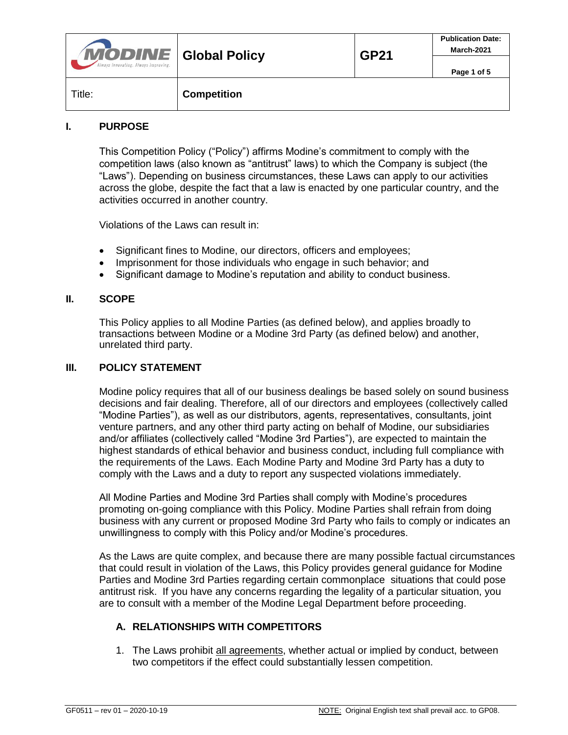| | **Global Policy** | **GP21** | **Publication Date: March-2021** |
|---|---|---|---|
| Title: | **Competition** | | |

## I. PURPOSE

This Competition Policy ("Policy") affirms Modine's commitment to comply with the competition laws (also known as "antitrust" laws) to which the Company is subject (the "Laws"). Depending on business circumstances, these Laws can apply to our activities across the globe, despite the fact that a law is enacted by one particular country, and the activities occurred in another country.

Violations of the Laws can result in:

- Significant fines to Modine, our directors, officers and employees;
- Imprisonment for those individuals who engage in such behavior; and
- Significant damage to Modine's reputation and ability to conduct business.

## II. SCOPE

This Policy applies to all Modine Parties (as defined below), and applies broadly to transactions between Modine or a Modine 3rd Party (as defined below) and another, unrelated third party.

## III. POLICY STATEMENT

Modine policy requires that all of our business dealings be based solely on sound business decisions and fair dealing. Therefore, all of our directors and employees (collectively called "Modine Parties"), as well as our distributors, agents, representatives, consultants, joint venture partners, and any other third party acting on behalf of Modine, our subsidiaries and/or affiliates (collectively called "Modine 3rd Parties"), are expected to maintain the highest standards of ethical behavior and business conduct, including full compliance with the requirements of the Laws. Each Modine Party and Modine 3rd Party has a duty to comply with the Laws and a duty to report any suspected violations immediately.

All Modine Parties and Modine 3rd Parties shall comply with Modine's procedures promoting on-going compliance with this Policy. Modine Parties shall refrain from doing business with any current or proposed Modine 3rd Party who fails to comply or indicates an unwillingness to comply with this Policy and/or Modine's procedures.

As the Laws are quite complex, and because there are many possible factual circumstances that could result in violation of the Laws, this Policy provides general guidance for Modine Parties and Modine 3rd Parties regarding certain commonplace situations that could pose antitrust risk. If you have any concerns regarding the legality of a particular situation, you are to consult with a member of the Modine Legal Department before proceeding.

### A. RELATIONSHIPS WITH COMPETITORS

1. The Laws prohibit <u>all agreements</u>, whether actual or implied by conduct, between two competitors if the effect could substantially lessen competition.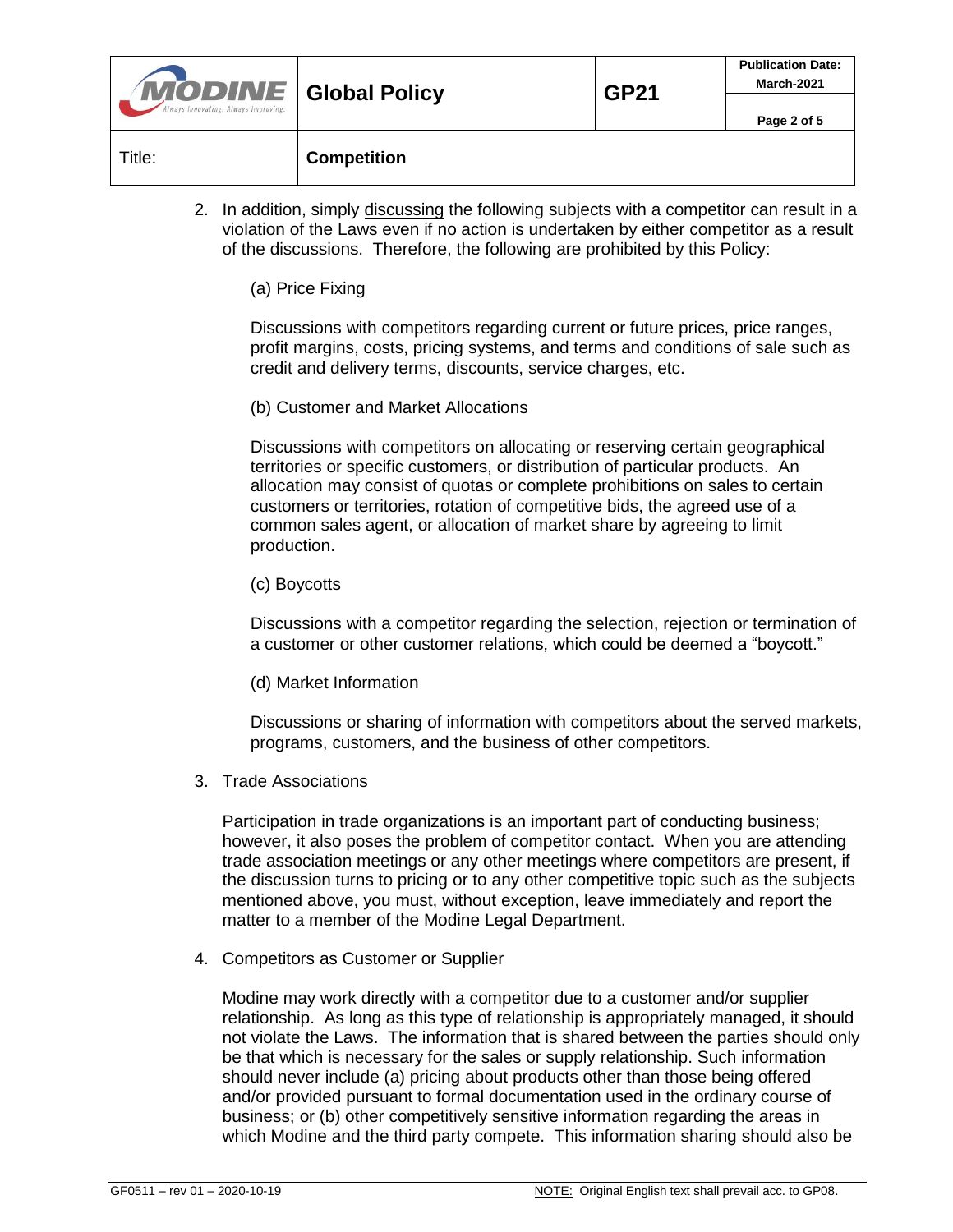2. In addition, simply <u>discussing</u> the following subjects with a competitor can result in a violation of the Laws even if no action is undertaken by either competitor as a result of the discussions. Therefore, the following are prohibited by this Policy:

   (a) Price Fixing

   Discussions with competitors regarding current or future prices, price ranges, profit margins, costs, pricing systems, and terms and conditions of sale such as credit and delivery terms, discounts, service charges, etc.

   (b) Customer and Market Allocations

   Discussions with competitors on allocating or reserving certain geographical territories or specific customers, or distribution of particular products. An allocation may consist of quotas or complete prohibitions on sales to certain customers or territories, rotation of competitive bids, the agreed use of a common sales agent, or allocation of market share by agreeing to limit production.

   (c) Boycotts

   Discussions with a competitor regarding the selection, rejection or termination of a customer or other customer relations, which could be deemed a "boycott."

   (d) Market Information

   Discussions or sharing of information with competitors about the served markets, programs, customers, and the business of other competitors.

3. Trade Associations

   Participation in trade organizations is an important part of conducting business; however, it also poses the problem of competitor contact. When you are attending trade association meetings or any other meetings where competitors are present, if the discussion turns to pricing or to any other competitive topic such as the subjects mentioned above, you must, without exception, leave immediately and report the matter to a member of the Modine Legal Department.

4. Competitors as Customer or Supplier

   Modine may work directly with a competitor due to a customer and/or supplier relationship. As long as this type of relationship is appropriately managed, it should not violate the Laws. The information that is shared between the parties should only be that which is necessary for the sales or supply relationship. Such information should never include (a) pricing about products other than those being offered and/or provided pursuant to formal documentation used in the ordinary course of business; or (b) other competitively sensitive information regarding the areas in which Modine and the third party compete. This information sharing should also be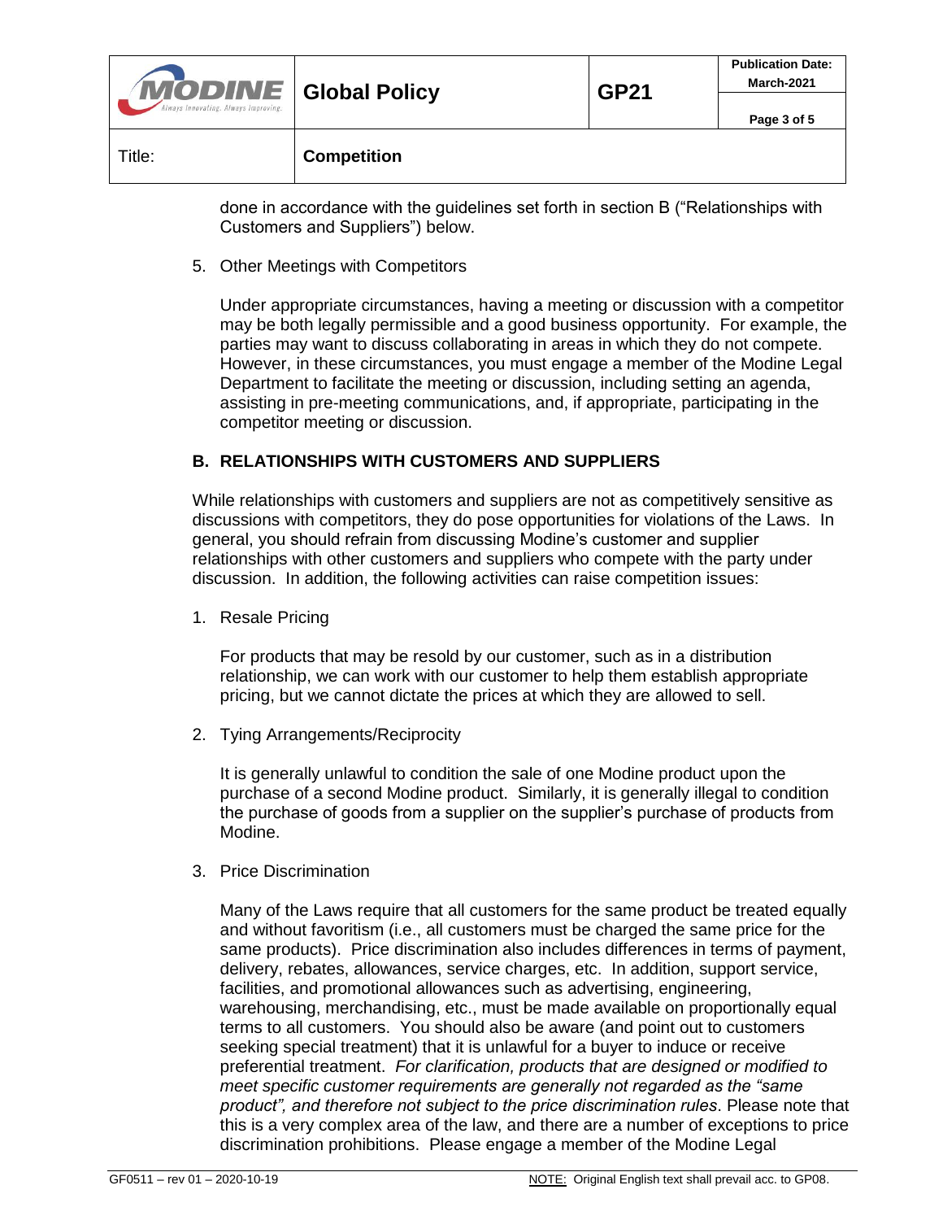done in accordance with the guidelines set forth in section B ("Relationships with Customers and Suppliers") below.

5. Other Meetings with Competitors

   Under appropriate circumstances, having a meeting or discussion with a competitor may be both legally permissible and a good business opportunity. For example, the parties may want to discuss collaborating in areas in which they do not compete. However, in these circumstances, you must engage a member of the Modine Legal Department to facilitate the meeting or discussion, including setting an agenda, assisting in pre-meeting communications, and, if appropriate, participating in the competitor meeting or discussion.

### B. RELATIONSHIPS WITH CUSTOMERS AND SUPPLIERS

While relationships with customers and suppliers are not as competitively sensitive as discussions with competitors, they do pose opportunities for violations of the Laws. In general, you should refrain from discussing Modine's customer and supplier relationships with other customers and suppliers who compete with the party under discussion. In addition, the following activities can raise competition issues:

1. Resale Pricing

   For products that may be resold by our customer, such as in a distribution relationship, we can work with our customer to help them establish appropriate pricing, but we cannot dictate the prices at which they are allowed to sell.

2. Tying Arrangements/Reciprocity

   It is generally unlawful to condition the sale of one Modine product upon the purchase of a second Modine product. Similarly, it is generally illegal to condition the purchase of goods from a supplier on the supplier's purchase of products from Modine.

3. Price Discrimination

   Many of the Laws require that all customers for the same product be treated equally and without favoritism (i.e., all customers must be charged the same price for the same products). Price discrimination also includes differences in terms of payment, delivery, rebates, allowances, service charges, etc. In addition, support service, facilities, and promotional allowances such as advertising, engineering, warehousing, merchandising, etc., must be made available on proportionally equal terms to all customers. You should also be aware (and point out to customers seeking special treatment) that it is unlawful for a buyer to induce or receive preferential treatment. *For clarification, products that are designed or modified to meet specific customer requirements are generally not regarded as the "same product", and therefore not subject to the price discrimination rules*. Please note that this is a very complex area of the law, and there are a number of exceptions to price discrimination prohibitions. Please engage a member of the Modine Legal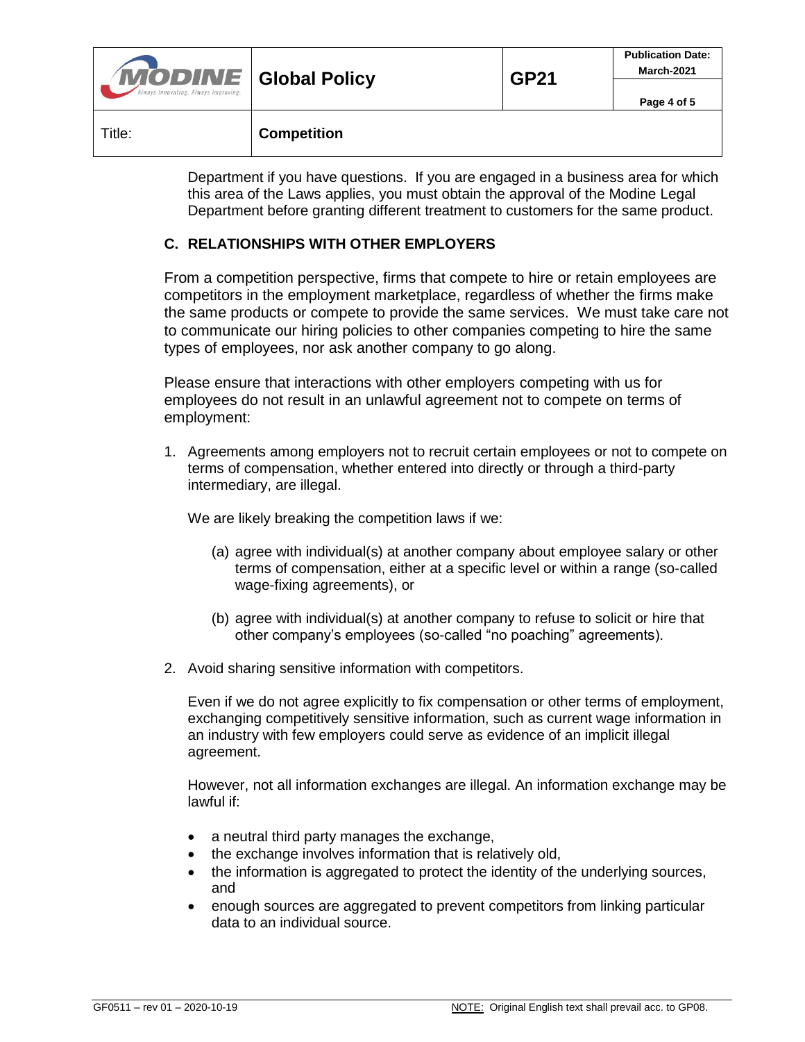Department if you have questions. If you are engaged in a business area for which this area of the Laws applies, you must obtain the approval of the Modine Legal Department before granting different treatment to customers for the same product.

## C. RELATIONSHIPS WITH OTHER EMPLOYERS

From a competition perspective, firms that compete to hire or retain employees are competitors in the employment marketplace, regardless of whether the firms make the same products or compete to provide the same services. We must take care not to communicate our hiring policies to other companies competing to hire the same types of employees, nor ask another company to go along.

Please ensure that interactions with other employers competing with us for employees do not result in an unlawful agreement not to compete on terms of employment:

1. Agreements among employers not to recruit certain employees or not to compete on terms of compensation, whether entered into directly or through a third-party intermediary, are illegal.

   We are likely breaking the competition laws if we:

   (a) agree with individual(s) at another company about employee salary or other terms of compensation, either at a specific level or within a range (so-called wage-fixing agreements), or

   (b) agree with individual(s) at another company to refuse to solicit or hire that other company's employees (so-called "no poaching" agreements).

2. Avoid sharing sensitive information with competitors.

   Even if we do not agree explicitly to fix compensation or other terms of employment, exchanging competitively sensitive information, such as current wage information in an industry with few employers could serve as evidence of an implicit illegal agreement.

   However, not all information exchanges are illegal. An information exchange may be lawful if:

   - a neutral third party manages the exchange,
   - the exchange involves information that is relatively old,
   - the information is aggregated to protect the identity of the underlying sources, and
   - enough sources are aggregated to prevent competitors from linking particular data to an individual source.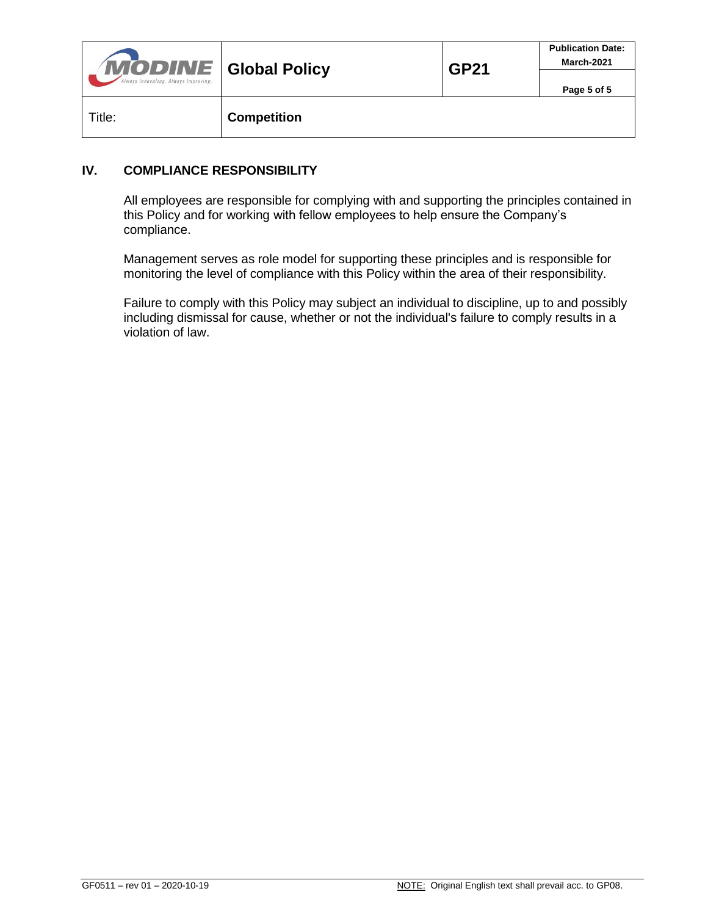## IV. COMPLIANCE RESPONSIBILITY

All employees are responsible for complying with and supporting the principles contained in this Policy and for working with fellow employees to help ensure the Company's compliance.

Management serves as role model for supporting these principles and is responsible for monitoring the level of compliance with this Policy within the area of their responsibility.

Failure to comply with this Policy may subject an individual to discipline, up to and possibly including dismissal for cause, whether or not the individual's failure to comply results in a violation of law.